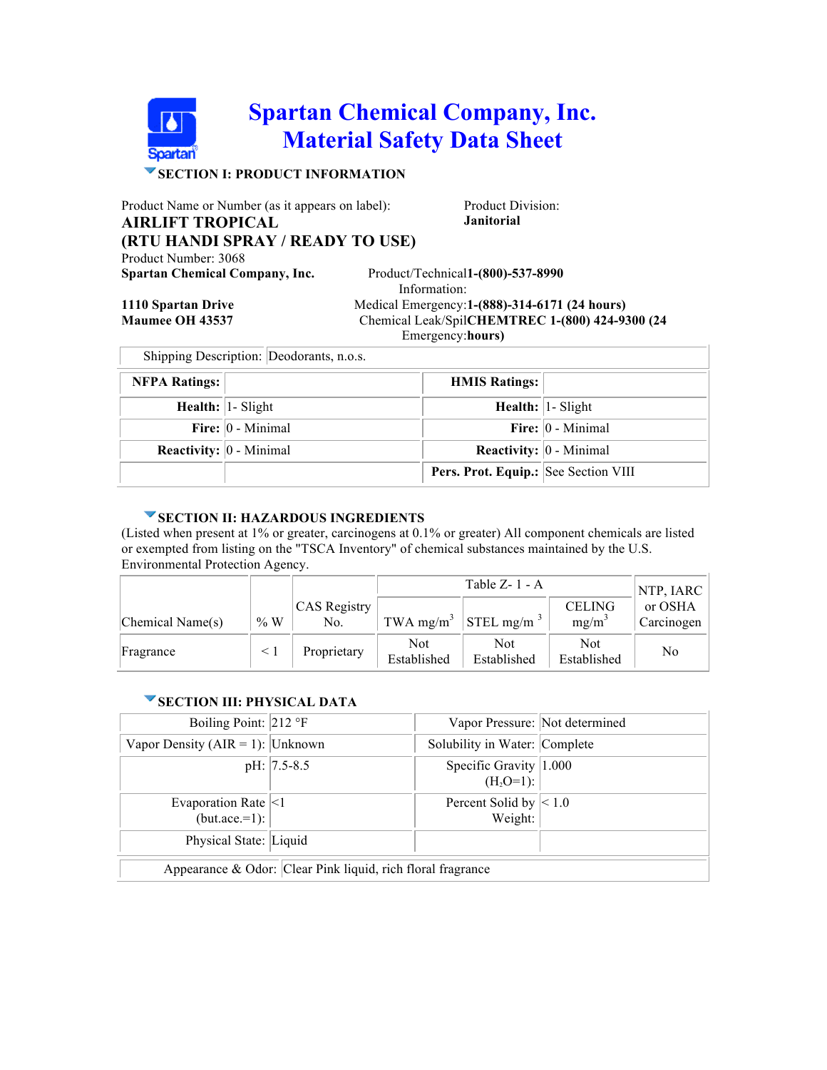# Spartan Chemical Company, Inc.
# Material Safety Data Sheet

## SECTION I: PRODUCT INFORMATION

Product Name or Number (as it appears on label):

**AIRLIFT TROPICAL**
**(RTU HANDI SPRAY / READY TO USE)**

Product Number: 3068

Product Division: **Janitorial**

**Spartan Chemical Company, Inc.**
**1110 Spartan Drive**
**Maumee OH 43537**

Product/Technical Information: **1-(800)-537-8990**
Medical Emergency: **1-(888)-314-6171 (24 hours)**
Chemical Leak/Spill Emergency: **CHEMTREC 1-(800) 424-9300 (24 hours)**

| Shipping Description: | Deodorants, n.o.s. |
|---|---|

| NFPA Ratings: | | HMIS Ratings: | |
|---|---|---|---|
| **Health:** | 1- Slight | **Health:** | 1- Slight |
| **Fire:** | 0 - Minimal | **Fire:** | 0 - Minimal |
| **Reactivity:** | 0 - Minimal | **Reactivity:** | 0 - Minimal |
| | | **Pers. Prot. Equip.:** | See Section VIII |

## SECTION II: HAZARDOUS INGREDIENTS

(Listed when present at 1% or greater, carcinogens at 0.1% or greater) All component chemicals are listed or exempted from listing on the "TSCA Inventory" of chemical substances maintained by the U.S. Environmental Protection Agency.

| Chemical Name(s) | % W | CAS Registry No. | Table Z- 1 - A | | | NTP, IARC or OSHA Carcinogen |
|---|---|---|---|---|---|---|
| | | | TWA $mg/m^3$ | STEL $mg/m^3$ | CELING $mg/m^3$ | |
| Fragrance | < 1 | Proprietary | Not Established | Not Established | Not Established | No |

## SECTION III: PHYSICAL DATA

| | | | |
|---|---|---|---|
| Boiling Point: | 212 °F | Vapor Pressure: | Not determined |
| Vapor Density (AIR = 1): | Unknown | Solubility in Water: | Complete |
| pH: | 7.5-8.5 | Specific Gravity ($H_2O$=1): | 1.000 |
| Evaporation Rate (but.ace.=1): | <1 | Percent Solid by Weight: | < 1.0 |
| Physical State: | Liquid | | |

| Appearance & Odor: | Clear Pink liquid, rich floral fragrance |
|---|---|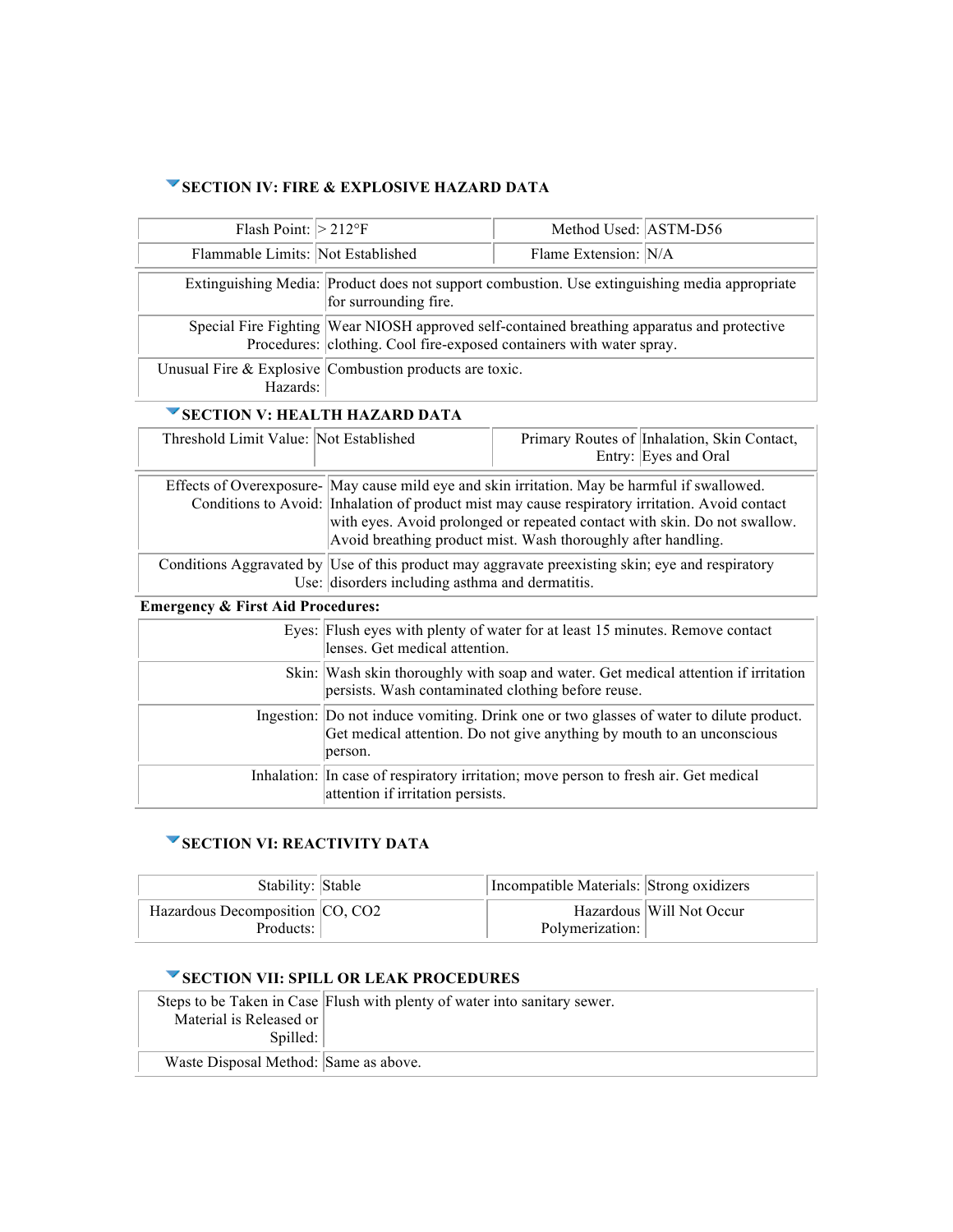## SECTION IV: FIRE & EXPLOSIVE HAZARD DATA

| | | | |
|---|---|---|---|
| Flash Point: | > 212°F | Method Used: | ASTM-D56 |
| Flammable Limits: | Not Established | Flame Extension: | N/A |

| | |
|---|---|
| Extinguishing Media: | Product does not support combustion. Use extinguishing media appropriate for surrounding fire. |
| Special Fire Fighting Procedures: | Wear NIOSH approved self-contained breathing apparatus and protective clothing. Cool fire-exposed containers with water spray. |
| Unusual Fire & Explosive Hazards: | Combustion products are toxic. |

## SECTION V: HEALTH HAZARD DATA

| | | | |
|---|---|---|---|
| Threshold Limit Value: | Not Established | Primary Routes of Entry: | Inhalation, Skin Contact, Eyes and Oral |

| | |
|---|---|
| Effects of Overexposure-Conditions to Avoid: | May cause mild eye and skin irritation. May be harmful if swallowed. Inhalation of product mist may cause respiratory irritation. Avoid contact with eyes. Avoid prolonged or repeated contact with skin. Do not swallow. Avoid breathing product mist. Wash thoroughly after handling. |
| Conditions Aggravated by Use: | Use of this product may aggravate preexisting skin; eye and respiratory disorders including asthma and dermatitis. |

**Emergency & First Aid Procedures:**

| | |
|---|---|
| Eyes: | Flush eyes with plenty of water for at least 15 minutes. Remove contact lenses. Get medical attention. |
| Skin: | Wash skin thoroughly with soap and water. Get medical attention if irritation persists. Wash contaminated clothing before reuse. |
| Ingestion: | Do not induce vomiting. Drink one or two glasses of water to dilute product. Get medical attention. Do not give anything by mouth to an unconscious person. |
| Inhalation: | In case of respiratory irritation; move person to fresh air. Get medical attention if irritation persists. |

## SECTION VI: REACTIVITY DATA

| | | | |
|---|---|---|---|
| Stability: | Stable | Incompatible Materials: | Strong oxidizers |
| Hazardous Decomposition Products: | CO, $CO_2$ | Hazardous Polymerization: | Will Not Occur |

## SECTION VII: SPILL OR LEAK PROCEDURES

| | |
|---|---|
| Steps to be Taken in Case Material is Released or Spilled: | Flush with plenty of water into sanitary sewer. |
| Waste Disposal Method: | Same as above. |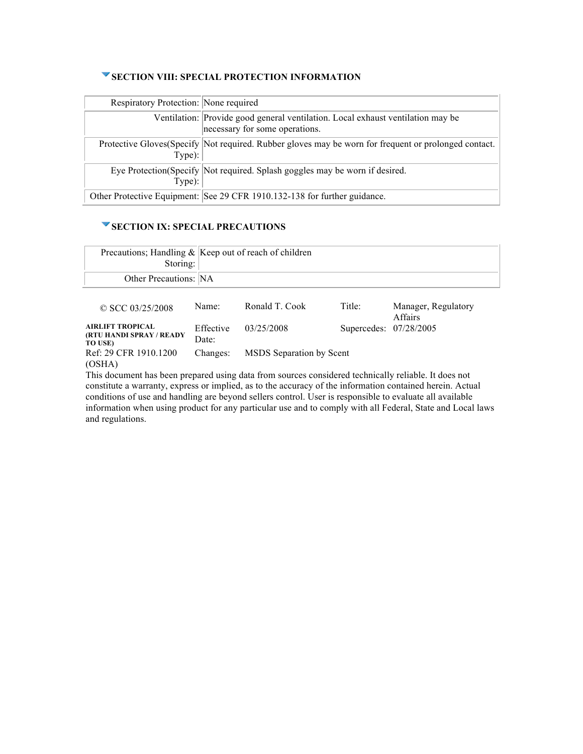## SECTION VIII: SPECIAL PROTECTION INFORMATION

| | |
|---|---|
| Respiratory Protection: | None required |
| Ventilation: | Provide good general ventilation. Local exhaust ventilation may be necessary for some operations. |
| Protective Gloves(Specify Type): | Not required. Rubber gloves may be worn for frequent or prolonged contact. |
| Eye Protection(Specify Type): | Not required. Splash goggles may be worn if desired. |
| Other Protective Equipment: | See 29 CFR 1910.132-138 for further guidance. |

## SECTION IX: SPECIAL PRECAUTIONS

| | |
|---|---|
| Precautions; Handling & Storing: | Keep out of reach of children |
| Other Precautions: | NA |

| | | | | |
|---|---|---|---|---|
| © SCC 03/25/2008 | Name: | Ronald T. Cook | Title: | Manager, Regulatory Affairs |
| **AIRLIFT TROPICAL (RTU HANDI SPRAY / READY TO USE)** | Effective Date: | 03/25/2008 | Supercedes: | 07/28/2005 |
| Ref: 29 CFR 1910.1200 (OSHA) | Changes: | MSDS Separation by Scent | | |

This document has been prepared using data from sources considered technically reliable. It does not constitute a warranty, express or implied, as to the accuracy of the information contained herein. Actual conditions of use and handling are beyond sellers control. User is responsible to evaluate all available information when using product for any particular use and to comply with all Federal, State and Local laws and regulations.